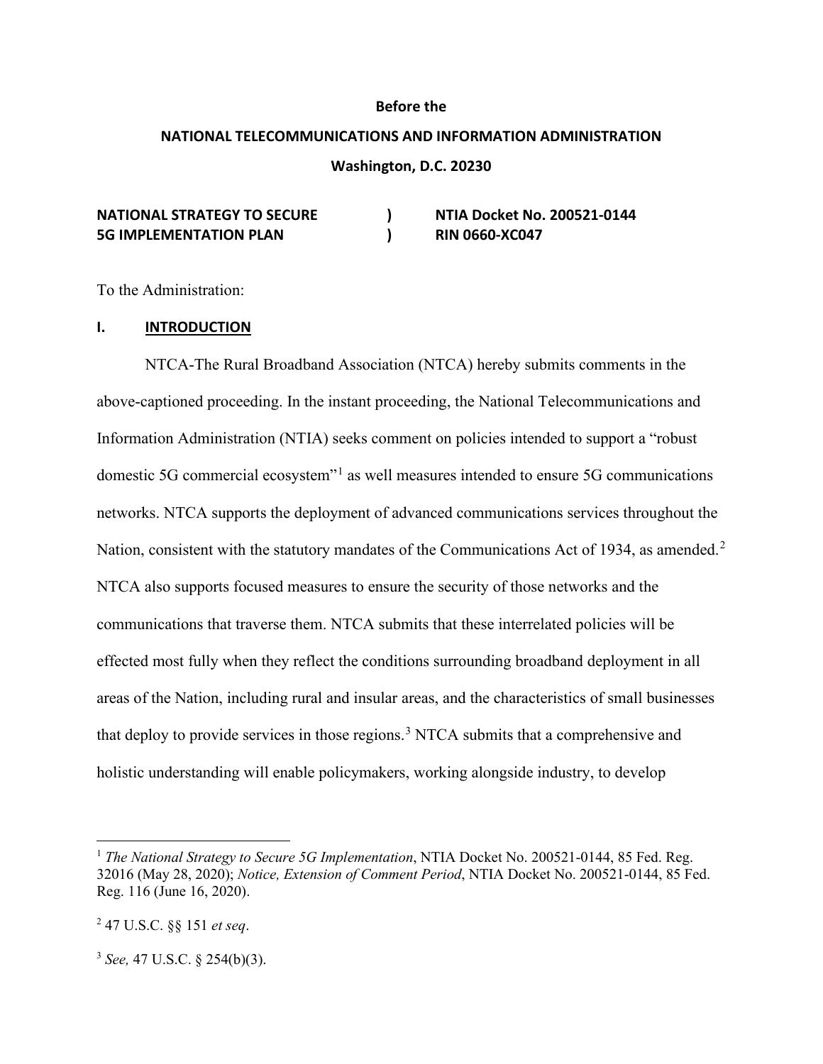**Before the**

**NATIONAL TELECOMMUNICATIONS AND INFORMATION ADMINISTRATION**

**Washington, D.C. 20230**

| | | |
|---|---|---|
| **NATIONAL STRATEGY TO SECURE 5G IMPLEMENTATION PLAN** | **)** **)** | **NTIA Docket No. 200521-0144** **RIN 0660-XC047** |

To the Administration:

## I. INTRODUCTION

NTCA-The Rural Broadband Association (NTCA) hereby submits comments in the above-captioned proceeding. In the instant proceeding, the National Telecommunications and Information Administration (NTIA) seeks comment on policies intended to support a "robust domestic 5G commercial ecosystem"[1] as well measures intended to ensure 5G communications networks. NTCA supports the deployment of advanced communications services throughout the Nation, consistent with the statutory mandates of the Communications Act of 1934, as amended.[2] NTCA also supports focused measures to ensure the security of those networks and the communications that traverse them. NTCA submits that these interrelated policies will be effected most fully when they reflect the conditions surrounding broadband deployment in all areas of the Nation, including rural and insular areas, and the characteristics of small businesses that deploy to provide services in those regions.[3] NTCA submits that a comprehensive and holistic understanding will enable policymakers, working alongside industry, to develop

---

[1] *The National Strategy to Secure 5G Implementation*, NTIA Docket No. 200521-0144, 85 Fed. Reg. 32016 (May 28, 2020); *Notice, Extension of Comment Period*, NTIA Docket No. 200521-0144, 85 Fed. Reg. 116 (June 16, 2020).

[2] 47 U.S.C. §§ 151 *et seq*.

[3] *See,* 47 U.S.C. § 254(b)(3).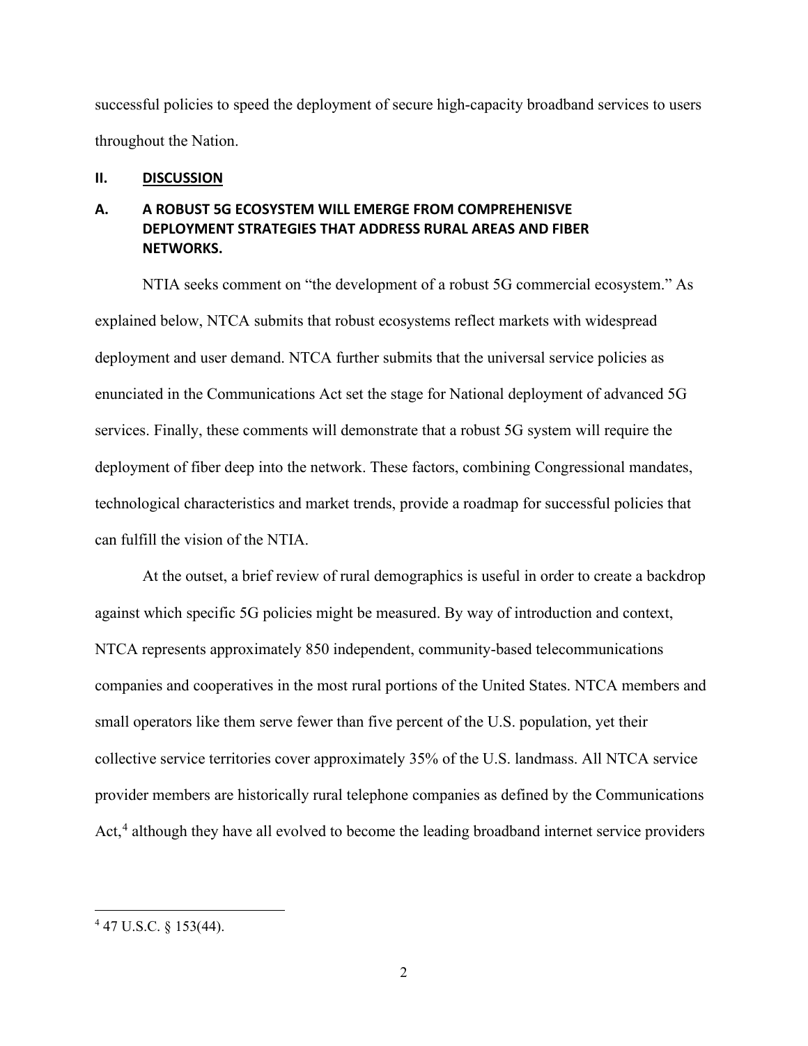successful policies to speed the deployment of secure high-capacity broadband services to users throughout the Nation.

## II. DISCUSSION

### A. A ROBUST 5G ECOSYSTEM WILL EMERGE FROM COMPREHENISVE DEPLOYMENT STRATEGIES THAT ADDRESS RURAL AREAS AND FIBER NETWORKS.

NTIA seeks comment on "the development of a robust 5G commercial ecosystem." As explained below, NTCA submits that robust ecosystems reflect markets with widespread deployment and user demand. NTCA further submits that the universal service policies as enunciated in the Communications Act set the stage for National deployment of advanced 5G services. Finally, these comments will demonstrate that a robust 5G system will require the deployment of fiber deep into the network. These factors, combining Congressional mandates, technological characteristics and market trends, provide a roadmap for successful policies that can fulfill the vision of the NTIA.

At the outset, a brief review of rural demographics is useful in order to create a backdrop against which specific 5G policies might be measured. By way of introduction and context, NTCA represents approximately 850 independent, community-based telecommunications companies and cooperatives in the most rural portions of the United States. NTCA members and small operators like them serve fewer than five percent of the U.S. population, yet their collective service territories cover approximately 35% of the U.S. landmass. All NTCA service provider members are historically rural telephone companies as defined by the Communications Act,[4] although they have all evolved to become the leading broadband internet service providers

[4] 47 U.S.C. § 153(44).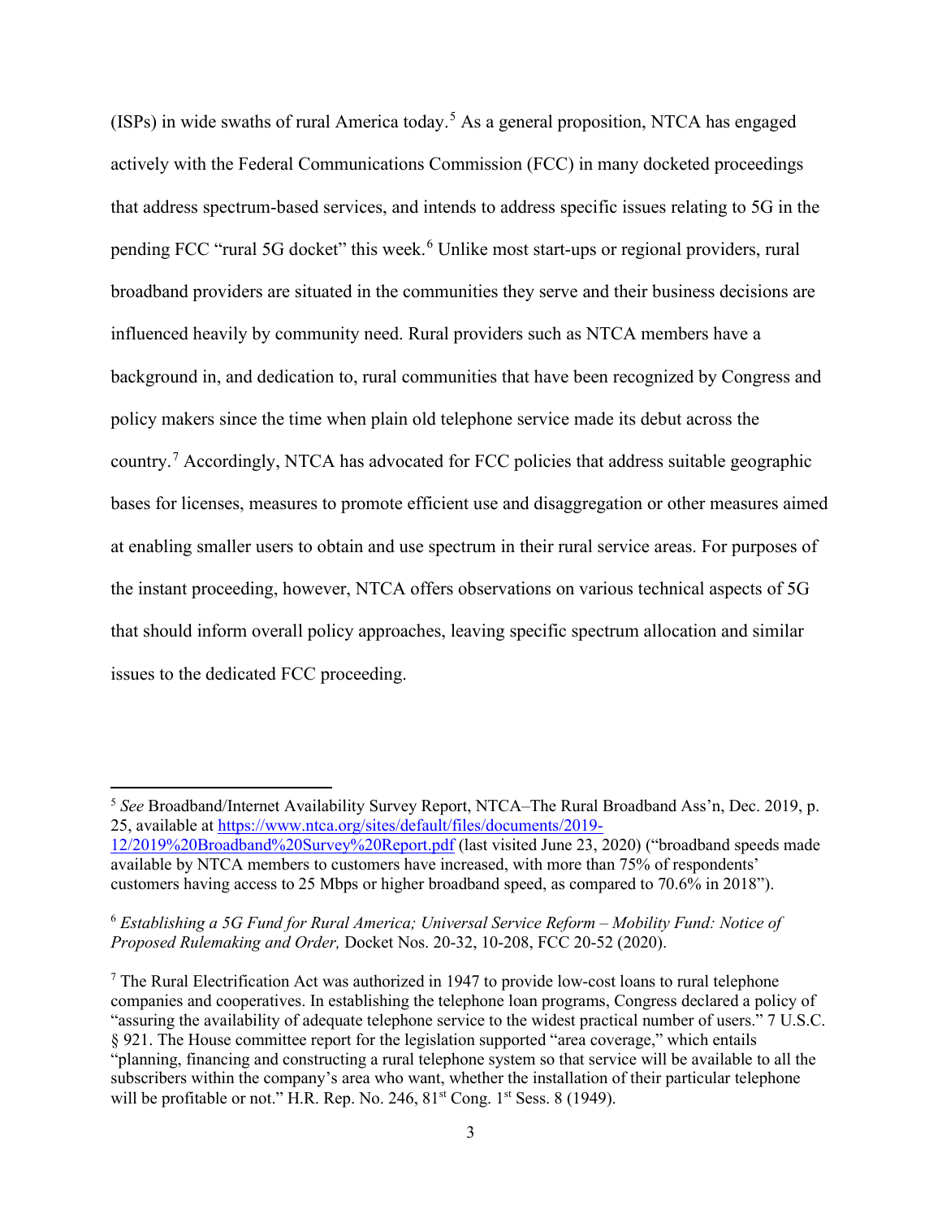(ISPs) in wide swaths of rural America today.[5] As a general proposition, NTCA has engaged actively with the Federal Communications Commission (FCC) in many docketed proceedings that address spectrum-based services, and intends to address specific issues relating to 5G in the pending FCC "rural 5G docket" this week.[6] Unlike most start-ups or regional providers, rural broadband providers are situated in the communities they serve and their business decisions are influenced heavily by community need. Rural providers such as NTCA members have a background in, and dedication to, rural communities that have been recognized by Congress and policy makers since the time when plain old telephone service made its debut across the country.[7] Accordingly, NTCA has advocated for FCC policies that address suitable geographic bases for licenses, measures to promote efficient use and disaggregation or other measures aimed at enabling smaller users to obtain and use spectrum in their rural service areas. For purposes of the instant proceeding, however, NTCA offers observations on various technical aspects of 5G that should inform overall policy approaches, leaving specific spectrum allocation and similar issues to the dedicated FCC proceeding.

---

[5] *See* Broadband/Internet Availability Survey Report, NTCA–The Rural Broadband Ass'n, Dec. 2019, p. 25, available at [https://www.ntca.org/sites/default/files/documents/2019-12/2019%20Broadband%20Survey%20Report.pdf](https://www.ntca.org/sites/default/files/documents/2019-12/2019%20Broadband%20Survey%20Report.pdf) (last visited June 23, 2020) ("broadband speeds made available by NTCA members to customers have increased, with more than 75% of respondents' customers having access to 25 Mbps or higher broadband speed, as compared to 70.6% in 2018").

[6] *Establishing a 5G Fund for Rural America; Universal Service Reform – Mobility Fund: Notice of Proposed Rulemaking and Order,* Docket Nos. 20-32, 10-208, FCC 20-52 (2020).

[7] The Rural Electrification Act was authorized in 1947 to provide low-cost loans to rural telephone companies and cooperatives. In establishing the telephone loan programs, Congress declared a policy of "assuring the availability of adequate telephone service to the widest practical number of users." 7 U.S.C. § 921. The House committee report for the legislation supported "area coverage," which entails "planning, financing and constructing a rural telephone system so that service will be available to all the subscribers within the company's area who want, whether the installation of their particular telephone will be profitable or not." H.R. Rep. No. 246, 81st Cong. 1st Sess. 8 (1949).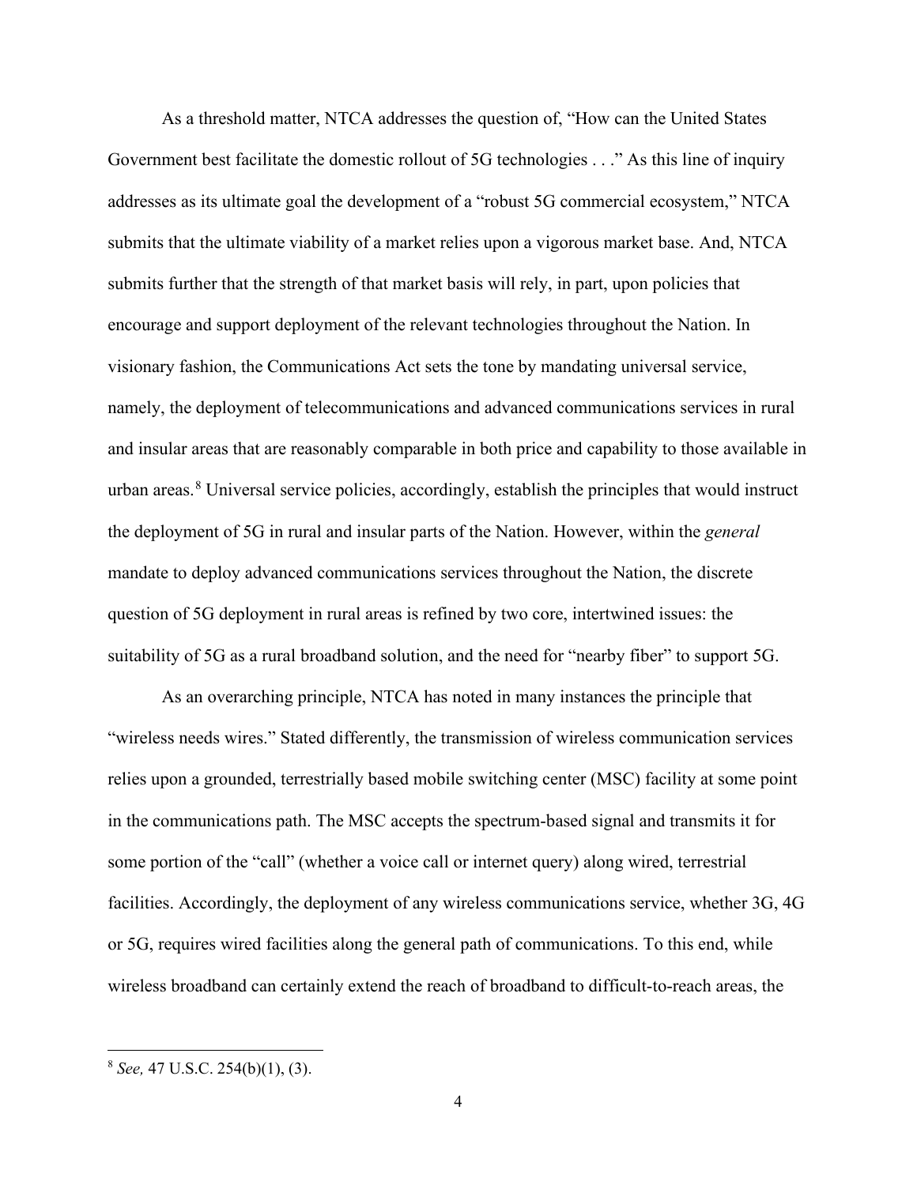As a threshold matter, NTCA addresses the question of, "How can the United States Government best facilitate the domestic rollout of 5G technologies . . ." As this line of inquiry addresses as its ultimate goal the development of a "robust 5G commercial ecosystem," NTCA submits that the ultimate viability of a market relies upon a vigorous market base. And, NTCA submits further that the strength of that market basis will rely, in part, upon policies that encourage and support deployment of the relevant technologies throughout the Nation. In visionary fashion, the Communications Act sets the tone by mandating universal service, namely, the deployment of telecommunications and advanced communications services in rural and insular areas that are reasonably comparable in both price and capability to those available in urban areas.[8] Universal service policies, accordingly, establish the principles that would instruct the deployment of 5G in rural and insular parts of the Nation. However, within the *general* mandate to deploy advanced communications services throughout the Nation, the discrete question of 5G deployment in rural areas is refined by two core, intertwined issues: the suitability of 5G as a rural broadband solution, and the need for "nearby fiber" to support 5G.

As an overarching principle, NTCA has noted in many instances the principle that "wireless needs wires." Stated differently, the transmission of wireless communication services relies upon a grounded, terrestrially based mobile switching center (MSC) facility at some point in the communications path. The MSC accepts the spectrum-based signal and transmits it for some portion of the "call" (whether a voice call or internet query) along wired, terrestrial facilities. Accordingly, the deployment of any wireless communications service, whether 3G, 4G or 5G, requires wired facilities along the general path of communications. To this end, while wireless broadband can certainly extend the reach of broadband to difficult-to-reach areas, the

---

[8] *See,* 47 U.S.C. 254(b)(1), (3).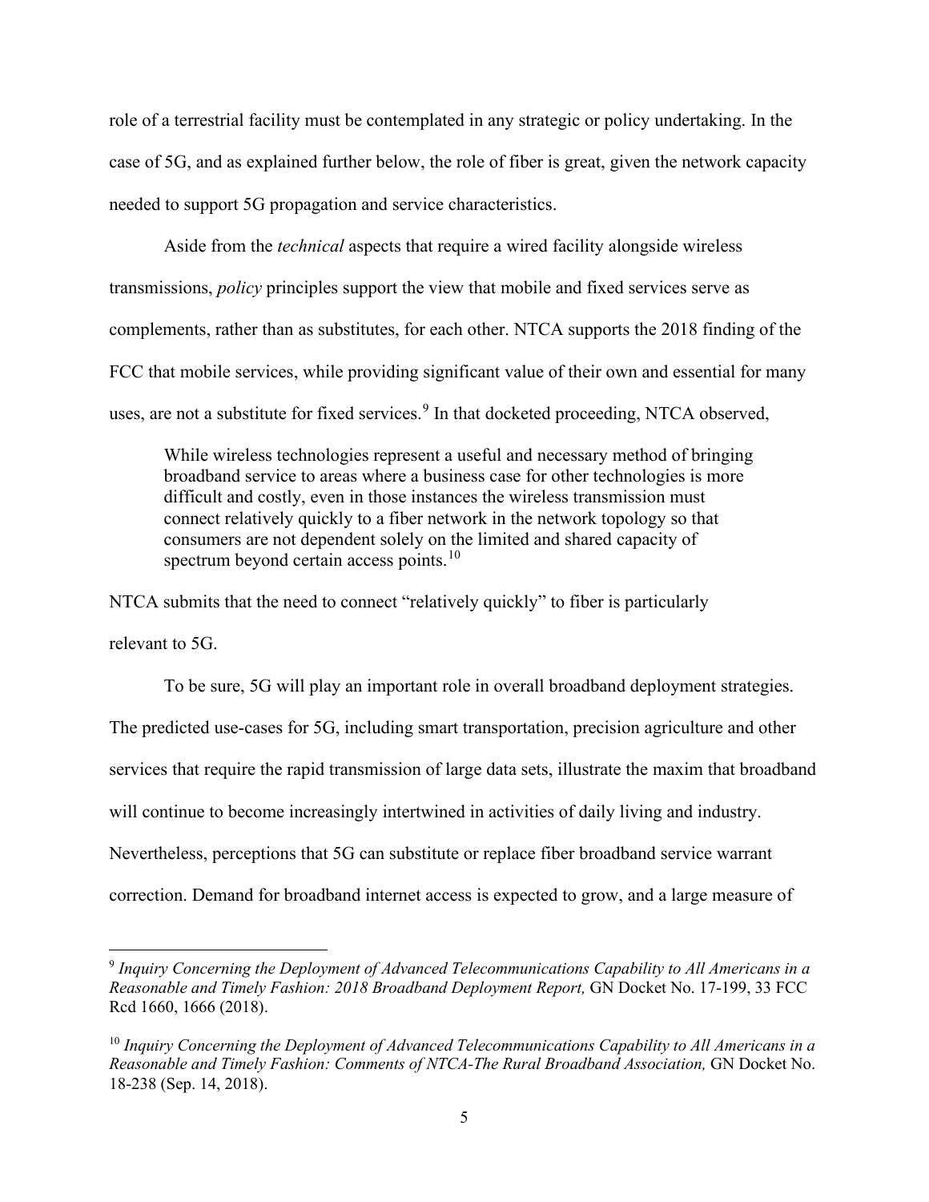role of a terrestrial facility must be contemplated in any strategic or policy undertaking. In the case of 5G, and as explained further below, the role of fiber is great, given the network capacity needed to support 5G propagation and service characteristics.

Aside from the *technical* aspects that require a wired facility alongside wireless transmissions, *policy* principles support the view that mobile and fixed services serve as complements, rather than as substitutes, for each other. NTCA supports the 2018 finding of the FCC that mobile services, while providing significant value of their own and essential for many uses, are not a substitute for fixed services.[9] In that docketed proceeding, NTCA observed,

> While wireless technologies represent a useful and necessary method of bringing broadband service to areas where a business case for other technologies is more difficult and costly, even in those instances the wireless transmission must connect relatively quickly to a fiber network in the network topology so that consumers are not dependent solely on the limited and shared capacity of spectrum beyond certain access points.[10]

NTCA submits that the need to connect "relatively quickly" to fiber is particularly relevant to 5G.

To be sure, 5G will play an important role in overall broadband deployment strategies. The predicted use-cases for 5G, including smart transportation, precision agriculture and other services that require the rapid transmission of large data sets, illustrate the maxim that broadband will continue to become increasingly intertwined in activities of daily living and industry. Nevertheless, perceptions that 5G can substitute or replace fiber broadband service warrant correction. Demand for broadband internet access is expected to grow, and a large measure of

---

[9] *Inquiry Concerning the Deployment of Advanced Telecommunications Capability to All Americans in a Reasonable and Timely Fashion: 2018 Broadband Deployment Report,* GN Docket No. 17-199, 33 FCC Rcd 1660, 1666 (2018).

[10] *Inquiry Concerning the Deployment of Advanced Telecommunications Capability to All Americans in a Reasonable and Timely Fashion: Comments of NTCA-The Rural Broadband Association,* GN Docket No. 18-238 (Sep. 14, 2018).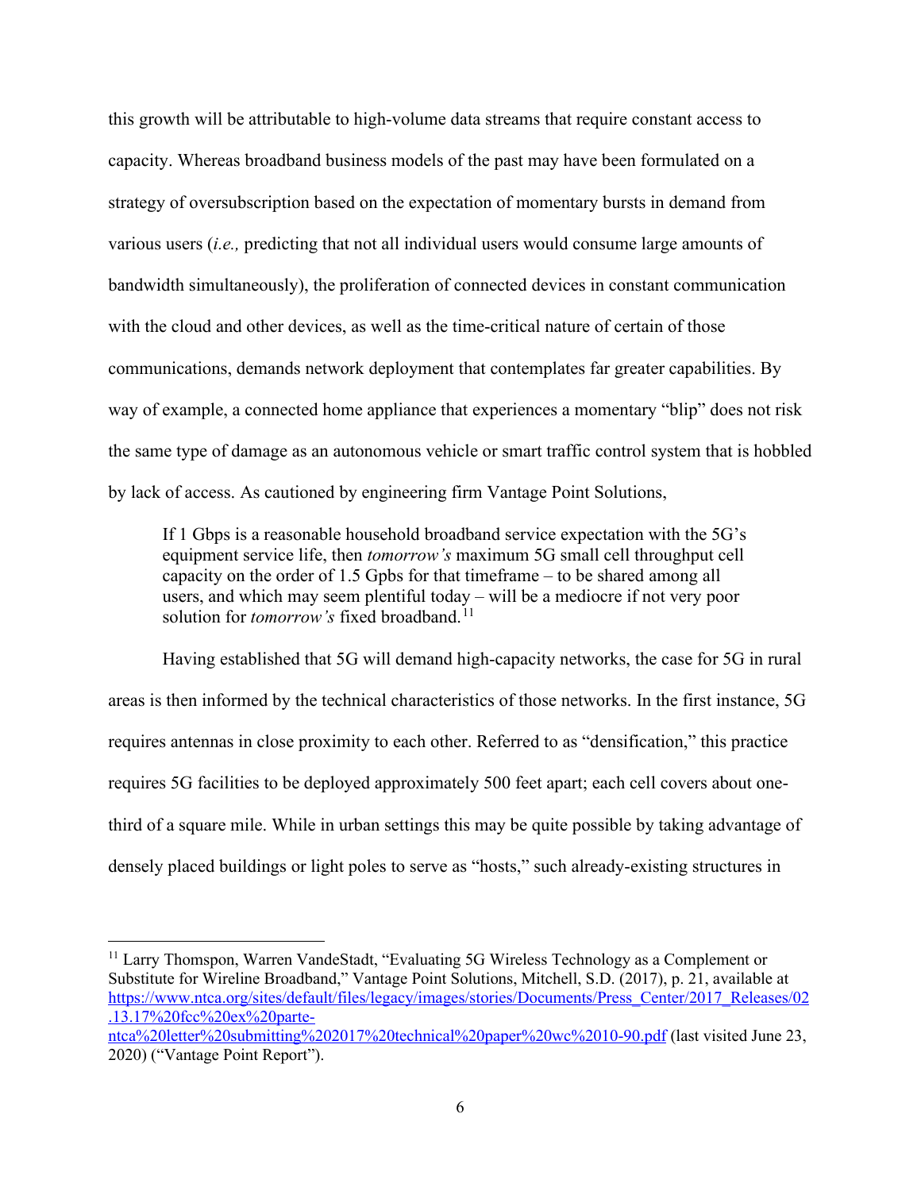this growth will be attributable to high-volume data streams that require constant access to capacity. Whereas broadband business models of the past may have been formulated on a strategy of oversubscription based on the expectation of momentary bursts in demand from various users (*i.e.,* predicting that not all individual users would consume large amounts of bandwidth simultaneously), the proliferation of connected devices in constant communication with the cloud and other devices, as well as the time-critical nature of certain of those communications, demands network deployment that contemplates far greater capabilities. By way of example, a connected home appliance that experiences a momentary "blip" does not risk the same type of damage as an autonomous vehicle or smart traffic control system that is hobbled by lack of access. As cautioned by engineering firm Vantage Point Solutions,

> If 1 Gbps is a reasonable household broadband service expectation with the 5G's equipment service life, then *tomorrow's* maximum 5G small cell throughput cell capacity on the order of 1.5 Gpbs for that timeframe – to be shared among all users, and which may seem plentiful today – will be a mediocre if not very poor solution for *tomorrow's* fixed broadband.[11]

Having established that 5G will demand high-capacity networks, the case for 5G in rural areas is then informed by the technical characteristics of those networks. In the first instance, 5G requires antennas in close proximity to each other. Referred to as "densification," this practice requires 5G facilities to be deployed approximately 500 feet apart; each cell covers about one-third of a square mile. While in urban settings this may be quite possible by taking advantage of densely placed buildings or light poles to serve as "hosts," such already-existing structures in

---

[11] Larry Thompson, Warren VandeStadt, "Evaluating 5G Wireless Technology as a Complement or Substitute for Wireline Broadband," Vantage Point Solutions, Mitchell, S.D. (2017), p. 21, available at https://www.ntca.org/sites/default/files/legacy/images/stories/Documents/Press_Center/2017_Releases/02.13.17%20fcc%20ex%20parte-ntca%20letter%20submitting%202017%20technical%20paper%20wc%2010-90.pdf (last visited June 23, 2020) ("Vantage Point Report").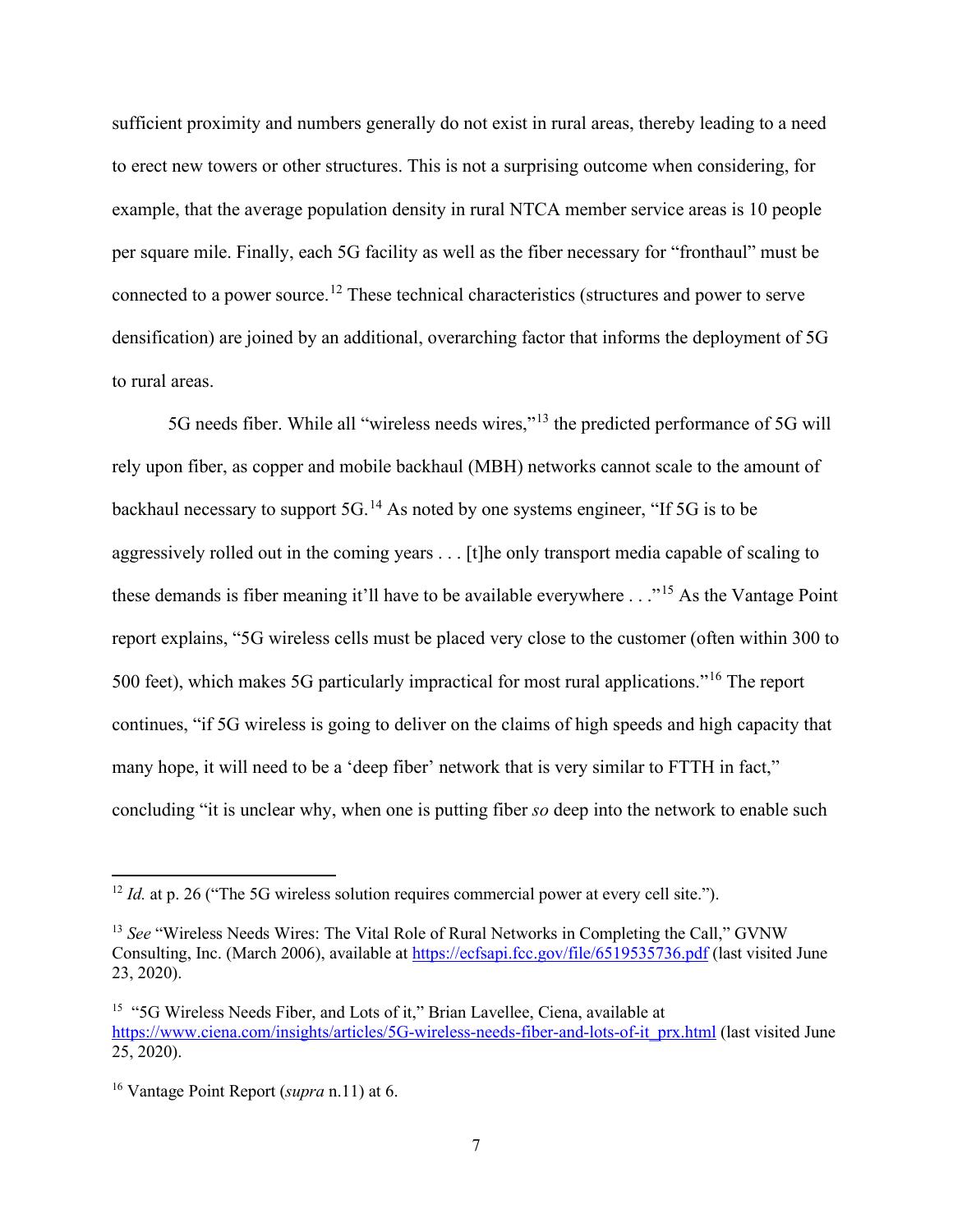sufficient proximity and numbers generally do not exist in rural areas, thereby leading to a need to erect new towers or other structures. This is not a surprising outcome when considering, for example, that the average population density in rural NTCA member service areas is 10 people per square mile. Finally, each 5G facility as well as the fiber necessary for "fronthaul" must be connected to a power source.[12] These technical characteristics (structures and power to serve densification) are joined by an additional, overarching factor that informs the deployment of 5G to rural areas.

5G needs fiber. While all "wireless needs wires,"[13] the predicted performance of 5G will rely upon fiber, as copper and mobile backhaul (MBH) networks cannot scale to the amount of backhaul necessary to support 5G.[14] As noted by one systems engineer, "If 5G is to be aggressively rolled out in the coming years . . . [t]he only transport media capable of scaling to these demands is fiber meaning it'll have to be available everywhere . . ."[15] As the Vantage Point report explains, "5G wireless cells must be placed very close to the customer (often within 300 to 500 feet), which makes 5G particularly impractical for most rural applications."[16] The report continues, "if 5G wireless is going to deliver on the claims of high speeds and high capacity that many hope, it will need to be a 'deep fiber' network that is very similar to FTTH in fact," concluding "it is unclear why, when one is putting fiber *so* deep into the network to enable such

---

[12] *Id.* at p. 26 ("The 5G wireless solution requires commercial power at every cell site.").

[13] *See* "Wireless Needs Wires: The Vital Role of Rural Networks in Completing the Call," GVNW Consulting, Inc. (March 2006), available at https://ecfsapi.fcc.gov/file/6519535736.pdf (last visited June 23, 2020).

[15] "5G Wireless Needs Fiber, and Lots of it," Brian Lavellee, Ciena, available at https://www.ciena.com/insights/articles/5G-wireless-needs-fiber-and-lots-of-it_prx.html (last visited June 25, 2020).

[16] Vantage Point Report (*supra* n.11) at 6.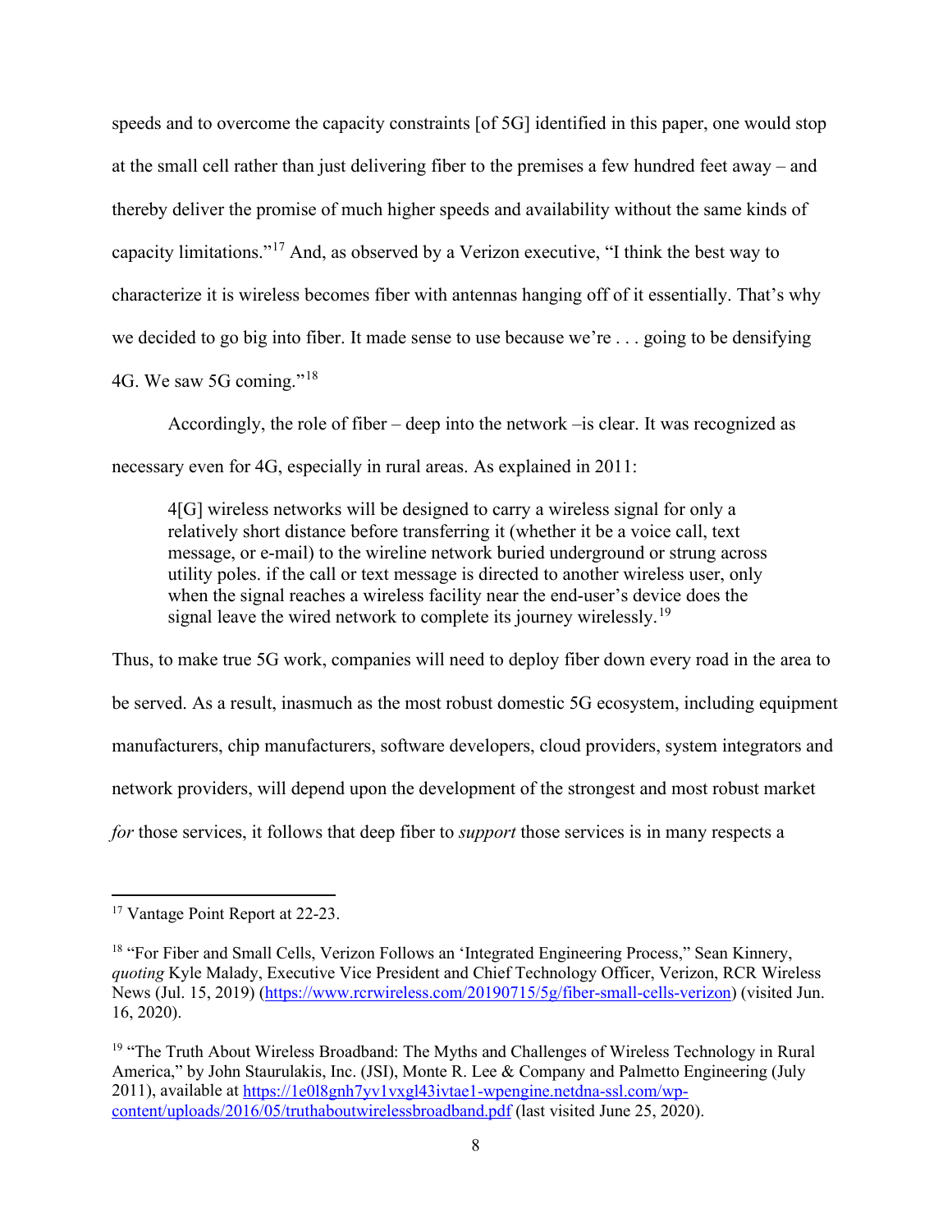speeds and to overcome the capacity constraints [of 5G] identified in this paper, one would stop at the small cell rather than just delivering fiber to the premises a few hundred feet away – and thereby deliver the promise of much higher speeds and availability without the same kinds of capacity limitations."[17] And, as observed by a Verizon executive, "I think the best way to characterize it is wireless becomes fiber with antennas hanging off of it essentially. That's why we decided to go big into fiber. It made sense to use because we're . . . going to be densifying 4G. We saw 5G coming."[18]

Accordingly, the role of fiber – deep into the network –is clear. It was recognized as necessary even for 4G, especially in rural areas. As explained in 2011:

> 4[G] wireless networks will be designed to carry a wireless signal for only a relatively short distance before transferring it (whether it be a voice call, text message, or e-mail) to the wireline network buried underground or strung across utility poles. if the call or text message is directed to another wireless user, only when the signal reaches a wireless facility near the end-user's device does the signal leave the wired network to complete its journey wirelessly.[19]

Thus, to make true 5G work, companies will need to deploy fiber down every road in the area to be served. As a result, inasmuch as the most robust domestic 5G ecosystem, including equipment manufacturers, chip manufacturers, software developers, cloud providers, system integrators and network providers, will depend upon the development of the strongest and most robust market *for* those services, it follows that deep fiber to *support* those services is in many respects a

---

[17] Vantage Point Report at 22-23.

[18] "For Fiber and Small Cells, Verizon Follows an 'Integrated Engineering Process," Sean Kinnery, *quoting* Kyle Malady, Executive Vice President and Chief Technology Officer, Verizon, RCR Wireless News (Jul. 15, 2019) (https://www.rcrwireless.com/20190715/5g/fiber-small-cells-verizon) (visited Jun. 16, 2020).

[19] "The Truth About Wireless Broadband: The Myths and Challenges of Wireless Technology in Rural America," by John Staurulakis, Inc. (JSI), Monte R. Lee & Company and Palmetto Engineering (July 2011), available at https://1e0l8gnh7yv1vxgl43ivtae1-wpengine.netdna-ssl.com/wp-content/uploads/2016/05/truthaboutwirelessbroadband.pdf (last visited June 25, 2020).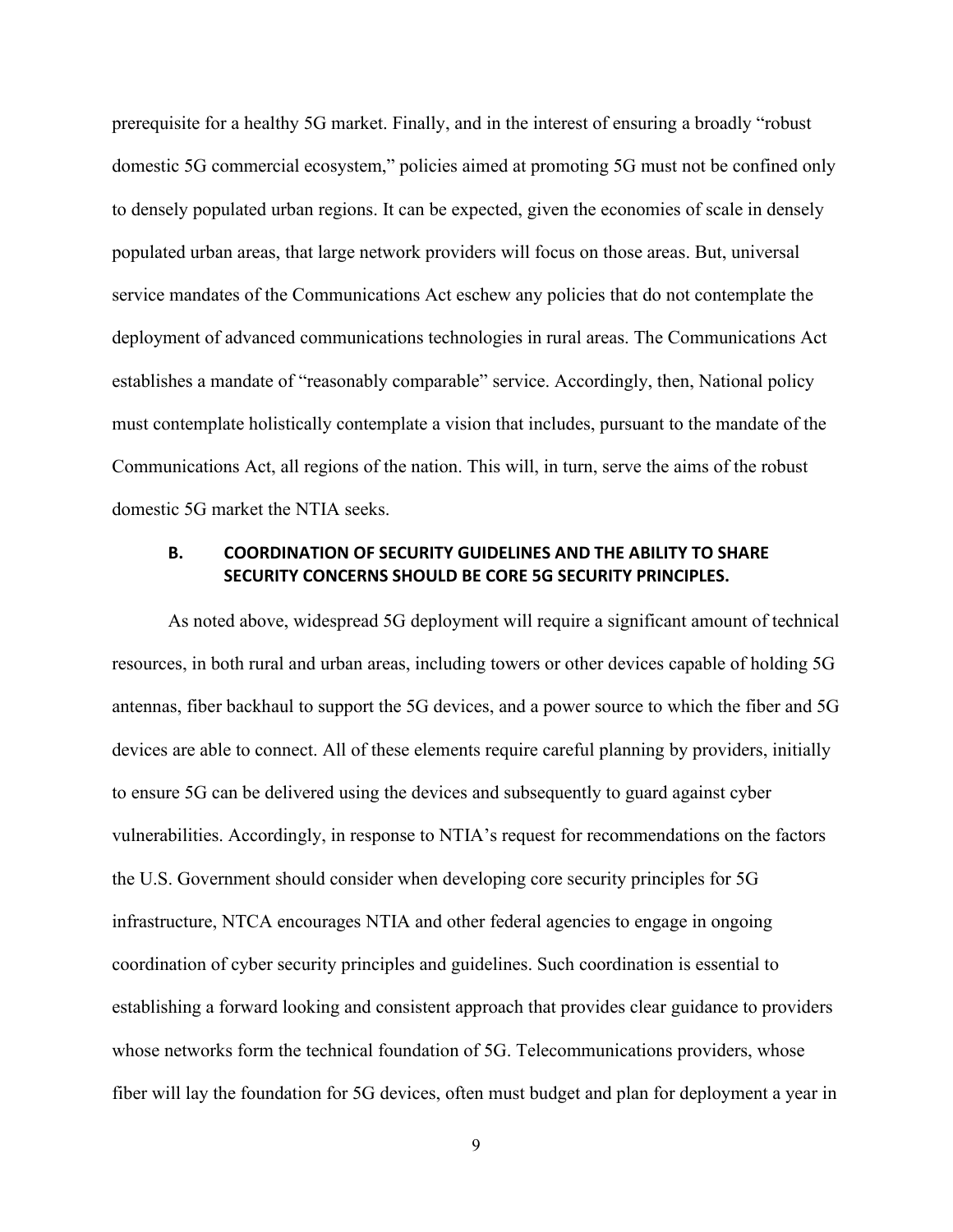prerequisite for a healthy 5G market. Finally, and in the interest of ensuring a broadly "robust domestic 5G commercial ecosystem," policies aimed at promoting 5G must not be confined only to densely populated urban regions. It can be expected, given the economies of scale in densely populated urban areas, that large network providers will focus on those areas. But, universal service mandates of the Communications Act eschew any policies that do not contemplate the deployment of advanced communications technologies in rural areas. The Communications Act establishes a mandate of "reasonably comparable" service. Accordingly, then, National policy must contemplate holistically contemplate a vision that includes, pursuant to the mandate of the Communications Act, all regions of the nation. This will, in turn, serve the aims of the robust domestic 5G market the NTIA seeks.

### B. COORDINATION OF SECURITY GUIDELINES AND THE ABILITY TO SHARE SECURITY CONCERNS SHOULD BE CORE 5G SECURITY PRINCIPLES.

As noted above, widespread 5G deployment will require a significant amount of technical resources, in both rural and urban areas, including towers or other devices capable of holding 5G antennas, fiber backhaul to support the 5G devices, and a power source to which the fiber and 5G devices are able to connect. All of these elements require careful planning by providers, initially to ensure 5G can be delivered using the devices and subsequently to guard against cyber vulnerabilities. Accordingly, in response to NTIA's request for recommendations on the factors the U.S. Government should consider when developing core security principles for 5G infrastructure, NTCA encourages NTIA and other federal agencies to engage in ongoing coordination of cyber security principles and guidelines. Such coordination is essential to establishing a forward looking and consistent approach that provides clear guidance to providers whose networks form the technical foundation of 5G. Telecommunications providers, whose fiber will lay the foundation for 5G devices, often must budget and plan for deployment a year in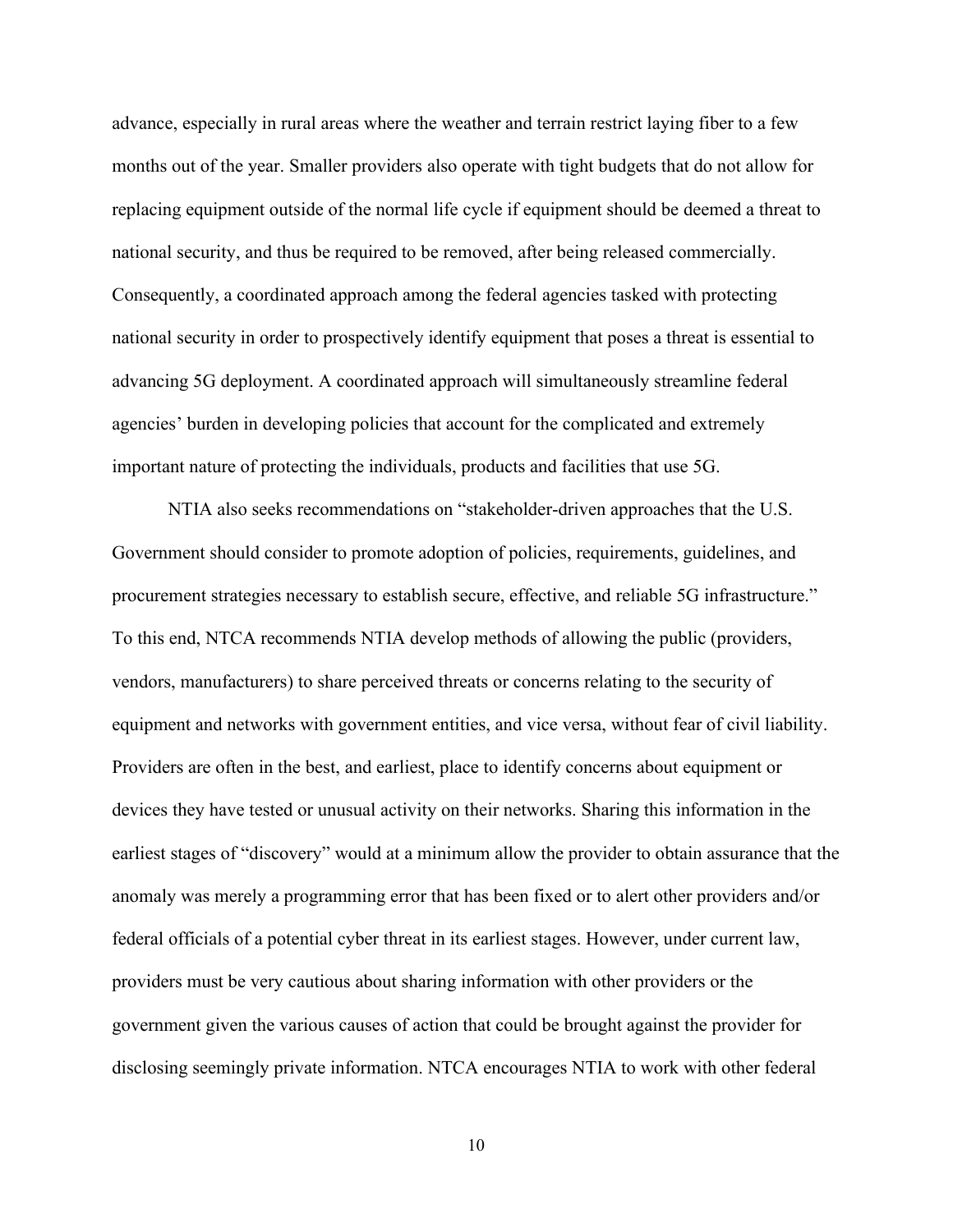advance, especially in rural areas where the weather and terrain restrict laying fiber to a few months out of the year. Smaller providers also operate with tight budgets that do not allow for replacing equipment outside of the normal life cycle if equipment should be deemed a threat to national security, and thus be required to be removed, after being released commercially. Consequently, a coordinated approach among the federal agencies tasked with protecting national security in order to prospectively identify equipment that poses a threat is essential to advancing 5G deployment. A coordinated approach will simultaneously streamline federal agencies' burden in developing policies that account for the complicated and extremely important nature of protecting the individuals, products and facilities that use 5G.

NTIA also seeks recommendations on "stakeholder-driven approaches that the U.S. Government should consider to promote adoption of policies, requirements, guidelines, and procurement strategies necessary to establish secure, effective, and reliable 5G infrastructure." To this end, NTCA recommends NTIA develop methods of allowing the public (providers, vendors, manufacturers) to share perceived threats or concerns relating to the security of equipment and networks with government entities, and vice versa, without fear of civil liability. Providers are often in the best, and earliest, place to identify concerns about equipment or devices they have tested or unusual activity on their networks. Sharing this information in the earliest stages of "discovery" would at a minimum allow the provider to obtain assurance that the anomaly was merely a programming error that has been fixed or to alert other providers and/or federal officials of a potential cyber threat in its earliest stages. However, under current law, providers must be very cautious about sharing information with other providers or the government given the various causes of action that could be brought against the provider for disclosing seemingly private information. NTCA encourages NTIA to work with other federal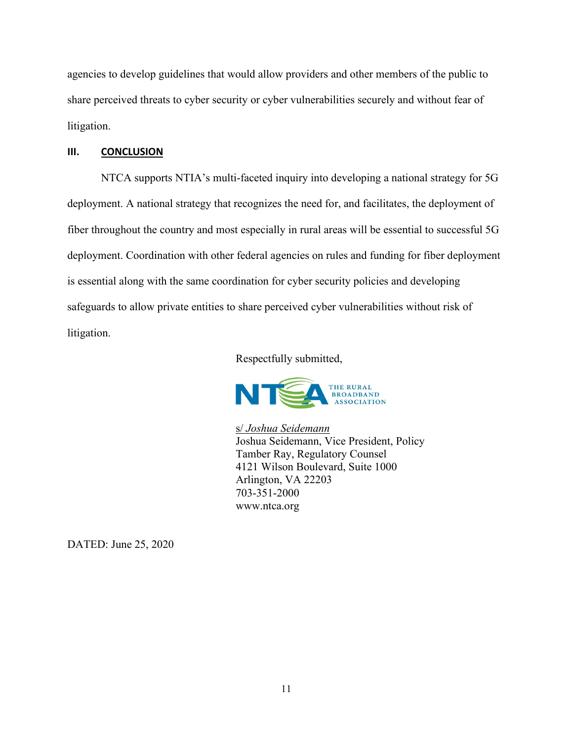agencies to develop guidelines that would allow providers and other members of the public to share perceived threats to cyber security or cyber vulnerabilities securely and without fear of litigation.

## III. CONCLUSION

NTCA supports NTIA's multi-faceted inquiry into developing a national strategy for 5G deployment. A national strategy that recognizes the need for, and facilitates, the deployment of fiber throughout the country and most especially in rural areas will be essential to successful 5G deployment. Coordination with other federal agencies on rules and funding for fiber deployment is essential along with the same coordination for cyber security policies and developing safeguards to allow private entities to share perceived cyber vulnerabilities without risk of litigation.

Respectfully submitted,

NTCA THE RURAL BROADBAND ASSOCIATION

s/ *Joshua Seidemann*
Joshua Seidemann, Vice President, Policy
Tamber Ray, Regulatory Counsel
4121 Wilson Boulevard, Suite 1000
Arlington, VA 22203
703-351-2000
www.ntca.org

DATED: June 25, 2020